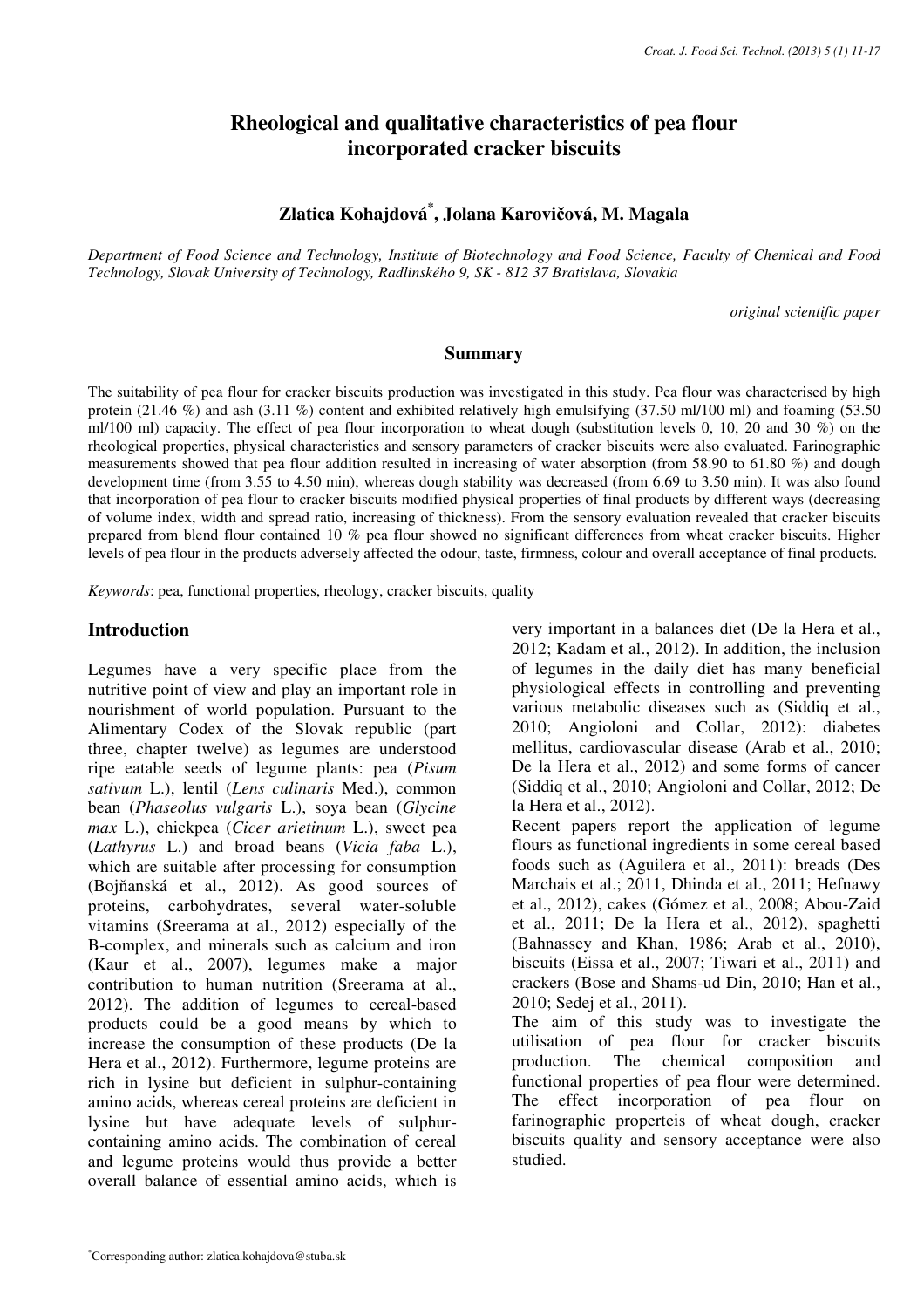# Rheological and qualitative characteristics of pea flour incorporated cracker biscuits

**Zlatica Kohajdová*, Jolana Karovičová, M. Magala**

*Department of Food Science and Technology, Institute of Biotechnology and Food Science, Faculty of Chemical and Food Technology, Slovak University of Technology, Radlinského 9, SK - 812 37 Bratislava, Slovakia*

*original scientific paper*

## Summary

The suitability of pea flour for cracker biscuits production was investigated in this study. Pea flour was characterised by high protein (21.46 %) and ash (3.11 %) content and exhibited relatively high emulsifying (37.50 ml/100 ml) and foaming (53.50 ml/100 ml) capacity. The effect of pea flour incorporation to wheat dough (substitution levels 0, 10, 20 and 30 %) on the rheological properties, physical characteristics and sensory parameters of cracker biscuits were also evaluated. Farinographic measurements showed that pea flour addition resulted in increasing of water absorption (from 58.90 to 61.80 %) and dough development time (from 3.55 to 4.50 min), whereas dough stability was decreased (from 6.69 to 3.50 min). It was also found that incorporation of pea flour to cracker biscuits modified physical properties of final products by different ways (decreasing of volume index, width and spread ratio, increasing of thickness). From the sensory evaluation revealed that cracker biscuits prepared from blend flour contained 10 % pea flour showed no significant differences from wheat cracker biscuits. Higher levels of pea flour in the products adversely affected the odour, taste, firmness, colour and overall acceptance of final products.

*Keywords*: pea, functional properties, rheology, cracker biscuits, quality

## Introduction

Legumes have a very specific place from the nutritive point of view and play an important role in nourishment of world population. Pursuant to the Alimentary Codex of the Slovak republic (part three, chapter twelve) as legumes are understood ripe eatable seeds of legume plants: pea (*Pisum sativum* L.), lentil (*Lens culinaris* Med.), common bean (*Phaseolus vulgaris* L.), soya bean (*Glycine max* L.), chickpea (*Cicer arietinum* L.), sweet pea (*Lathyrus* L.) and broad beans (*Vicia faba* L.), which are suitable after processing for consumption (Bojňanská et al., 2012). As good sources of proteins, carbohydrates, several water-soluble vitamins (Sreerama at al., 2012) especially of the B-complex, and minerals such as calcium and iron (Kaur et al., 2007), legumes make a major contribution to human nutrition (Sreerama at al., 2012). The addition of legumes to cereal-based products could be a good means by which to increase the consumption of these products (De la Hera et al., 2012). Furthermore, legume proteins are rich in lysine but deficient in sulphur-containing amino acids, whereas cereal proteins are deficient in lysine but have adequate levels of sulphur-containing amino acids. The combination of cereal and legume proteins would thus provide a better overall balance of essential amino acids, which is very important in a balances diet (De la Hera et al., 2012; Kadam et al., 2012). In addition, the inclusion of legumes in the daily diet has many beneficial physiological effects in controlling and preventing various metabolic diseases such as (Siddiq et al., 2010; Angioloni and Collar, 2012): diabetes mellitus, cardiovascular disease (Arab et al., 2010; De la Hera et al., 2012) and some forms of cancer (Siddiq et al., 2010; Angioloni and Collar, 2012; De la Hera et al., 2012).

Recent papers report the application of legume flours as functional ingredients in some cereal based foods such as (Aguilera et al., 2011): breads (Des Marchais et al.; 2011, Dhinda et al., 2011; Hefnawy et al., 2012), cakes (Gómez et al., 2008; Abou-Zaid et al., 2011; De la Hera et al., 2012), spaghetti (Bahnassey and Khan, 1986; Arab et al., 2010), biscuits (Eissa et al., 2007; Tiwari et al., 2011) and crackers (Bose and Shams-ud Din, 2010; Han et al., 2010; Sedej et al., 2011).

The aim of this study was to investigate the utilisation of pea flour for cracker biscuits production. The chemical composition and functional properties of pea flour were determined. The effect incorporation of pea flour on farinographic properteis of wheat dough, cracker biscuits quality and sensory acceptance were also studied.

*Corresponding author: zlatica.kohajdova@stuba.sk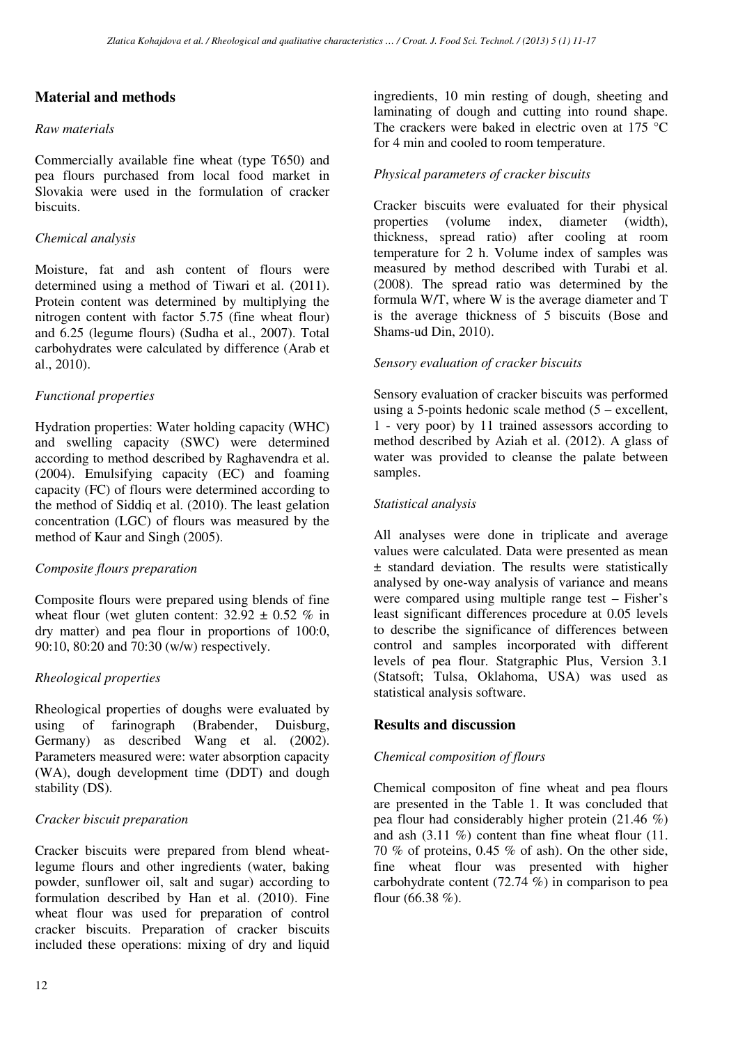## Material and methods

### *Raw materials*

Commercially available fine wheat (type T650) and pea flours purchased from local food market in Slovakia were used in the formulation of cracker biscuits.

### *Chemical analysis*

Moisture, fat and ash content of flours were determined using a method of Tiwari et al. (2011). Protein content was determined by multiplying the nitrogen content with factor 5.75 (fine wheat flour) and 6.25 (legume flours) (Sudha et al., 2007). Total carbohydrates were calculated by difference (Arab et al., 2010).

### *Functional properties*

Hydration properties: Water holding capacity (WHC) and swelling capacity (SWC) were determined according to method described by Raghavendra et al. (2004). Emulsifying capacity (EC) and foaming capacity (FC) of flours were determined according to the method of Siddiq et al. (2010). The least gelation concentration (LGC) of flours was measured by the method of Kaur and Singh (2005).

### *Composite flours preparation*

Composite flours were prepared using blends of fine wheat flour (wet gluten content: 32.92 ± 0.52 % in dry matter) and pea flour in proportions of 100:0, 90:10, 80:20 and 70:30 (w/w) respectively.

### *Rheological properties*

Rheological properties of doughs were evaluated by using of farinograph (Brabender, Duisburg, Germany) as described Wang et al. (2002). Parameters measured were: water absorption capacity (WA), dough development time (DDT) and dough stability (DS).

### *Cracker biscuit preparation*

Cracker biscuits were prepared from blend wheat-legume flours and other ingredients (water, baking powder, sunflower oil, salt and sugar) according to formulation described by Han et al. (2010). Fine wheat flour was used for preparation of control cracker biscuits. Preparation of cracker biscuits included these operations: mixing of dry and liquid ingredients, 10 min resting of dough, sheeting and laminating of dough and cutting into round shape. The crackers were baked in electric oven at 175 °C for 4 min and cooled to room temperature.

### *Physical parameters of cracker biscuits*

Cracker biscuits were evaluated for their physical properties (volume index, diameter (width), thickness, spread ratio) after cooling at room temperature for 2 h. Volume index of samples was measured by method described with Turabi et al. (2008). The spread ratio was determined by the formula W/T, where W is the average diameter and T is the average thickness of 5 biscuits (Bose and Shams-ud Din, 2010).

### *Sensory evaluation of cracker biscuits*

Sensory evaluation of cracker biscuits was performed using a 5-points hedonic scale method (5 – excellent, 1 - very poor) by 11 trained assessors according to method described by Aziah et al. (2012). A glass of water was provided to cleanse the palate between samples.

### *Statistical analysis*

All analyses were done in triplicate and average values were calculated. Data were presented as mean ± standard deviation. The results were statistically analysed by one-way analysis of variance and means were compared using multiple range test – Fisher's least significant differences procedure at 0.05 levels to describe the significance of differences between control and samples incorporated with different levels of pea flour. Statgraphic Plus, Version 3.1 (Statsoft; Tulsa, Oklahoma, USA) was used as statistical analysis software.

## Results and discussion

### *Chemical composition of flours*

Chemical compositon of fine wheat and pea flours are presented in the Table 1. It was concluded that pea flour had considerably higher protein (21.46 %) and ash (3.11 %) content than fine wheat flour (11. 70 % of proteins, 0.45 % of ash). On the other side, fine wheat flour was presented with higher carbohydrate content (72.74 %) in comparison to pea flour (66.38 %).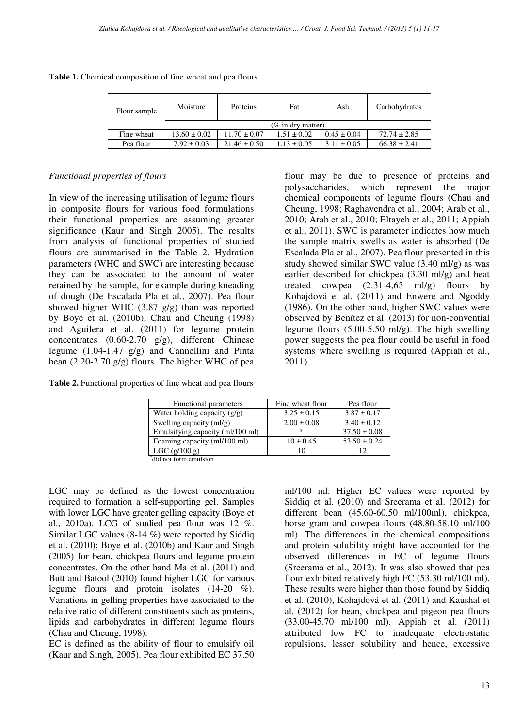**Table 1.** Chemical composition of fine wheat and pea flours

| Flour sample | Moisture | Proteins | Fat | Ash | Carbohydrates |
|---|---|---|---|---|---|
| | (% in dry matter) | | | | |
| Fine wheat | 13.60 ± 0.02 | 11.70 ± 0.07 | 1.51 ± 0.02 | 0.45 ± 0.04 | 72.74 ± 2.85 |
| Pea flour | 7.92 ± 0.03 | 21.46 ± 0.50 | 1.13 ± 0.05 | 3.11 ± 0.05 | 66.38 ± 2.41 |

*Functional properties of flours*

In view of the increasing utilisation of legume flours in composite flours for various food formulations their functional properties are assuming greater significance (Kaur and Singh 2005). The results from analysis of functional properties of studied flours are summarised in the Table 2. Hydration parameters (WHC and SWC) are interesting because they can be associated to the amount of water retained by the sample, for example during kneading of dough (De Escalada Pla et al., 2007). Pea flour showed higher WHC (3.87 g/g) than was reported by Boye et al. (2010b), Chau and Cheung (1998) and Aguilera et al. (2011) for legume protein concentrates (0.60-2.70 g/g), different Chinese legume (1.04-1.47 g/g) and Cannellini and Pinta bean (2.20-2.70 g/g) flours. The higher WHC of pea flour may be due to presence of proteins and polysaccharides, which represent the major chemical components of legume flours (Chau and Cheung, 1998; Raghavendra et al., 2004; Arab et al., 2010; Arab et al., 2010; Eltayeb et al., 2011; Appiah et al., 2011). SWC is parameter indicates how much the sample matrix swells as water is absorbed (De Escalada Pla et al., 2007). Pea flour presented in this study showed similar SWC value (3.40 ml/g) as was earlier described for chickpea (3.30 ml/g) and heat treated cowpea (2.31-4,63 ml/g) flours by Kohajdová et al. (2011) and Enwere and Ngoddy (1986). On the other hand, higher SWC values were observed by Benítez et al. (2013) for non-convential legume flours (5.00-5.50 ml/g). The high swelling power suggests the pea flour could be useful in food systems where swelling is required (Appiah et al., 2011).

**Table 2.** Functional properties of fine wheat and pea flours

| Functional parameters | Fine wheat flour | Pea flour |
|---|---|---|
| Water holding capacity (g/g) | 3.25 ± 0.15 | 3.87 ± 0.17 |
| Swelling capacity (ml/g) | 2.00 ± 0.08 | 3.40 ± 0.12 |
| Emulsifying capacity (ml/100 ml) | * | 37.50 ± 0.08 |
| Foaming capacity (ml/100 ml) | 10 ± 0.45 | 53.50 ± 0.24 |
| LGC (g/100 g) | 10 | 12 |

*did not form emulsion

LGC may be defined as the lowest concentration required to formation a self-supporting gel. Samples with lower LGC have greater gelling capacity (Boye et al., 2010a). LCG of studied pea flour was 12 %. Similar LGC values (8-14 %) were reported by Siddiq et al. (2010); Boye et al. (2010b) and Kaur and Singh (2005) for bean, chickpea flours and legume protein concentrates. On the other hand Ma et al. (2011) and Butt and Batool (2010) found higher LGC for various legume flours and protein isolates (14-20 %). Variations in gelling properties have associated to the relative ratio of different constituents such as proteins, lipids and carbohydrates in different legume flours (Chau and Cheung, 1998).

EC is defined as the ability of flour to emulsify oil (Kaur and Singh, 2005). Pea flour exhibited EC 37.50 ml/100 ml. Higher EC values were reported by Siddiq et al. (2010) and Sreerama et al. (2012) for different bean (45.60-60.50 ml/100ml), chickpea, horse gram and cowpea flours (48.80-58.10 ml/100 ml). The differences in the chemical compositions and protein solubility might have accounted for the observed differences in EC of legume flours (Sreerama et al., 2012). It was also showed that pea flour exhibited relatively high FC (53.30 ml/100 ml). These results were higher than those found by Siddiq et al. (2010), Kohajdová et al. (2011) and Kaushal et al. (2012) for bean, chickpea and pigeon pea flours (33.00-45.70 ml/100 ml). Appiah et al. (2011) attributed low FC to inadequate electrostatic repulsions, lesser solubility and hence, excessive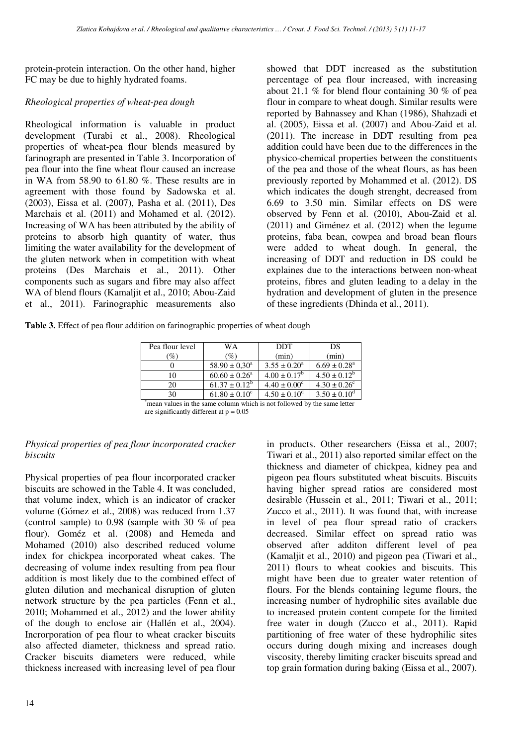protein-protein interaction. On the other hand, higher FC may be due to highly hydrated foams.

### *Rheological properties of wheat-pea dough*

Rheological information is valuable in product development (Turabi et al., 2008). Rheological properties of wheat-pea flour blends measured by farinograph are presented in Table 3. Incorporation of pea flour into the fine wheat flour caused an increase in WA from 58.90 to 61.80 %. These results are in agreement with those found by Sadowska et al. (2003), Eissa et al. (2007), Pasha et al. (2011), Des Marchais et al. (2011) and Mohamed et al. (2012). Increasing of WA has been attributed by the ability of proteins to absorb high quantity of water, thus limiting the water availability for the development of the gluten network when in competition with wheat proteins (Des Marchais et al., 2011). Other components such as sugars and fibre may also affect WA of blend flours (Kamaljit et al., 2010; Abou-Zaid et al., 2011). Farinographic measurements also showed that DDT increased as the substitution percentage of pea flour increased, with increasing about 21.1 % for blend flour containing 30 % of pea flour in compare to wheat dough. Similar results were reported by Bahnassey and Khan (1986), Shahzadi et al. (2005), Eissa et al. (2007) and Abou-Zaid et al. (2011). The increase in DDT resulting from pea addition could have been due to the differences in the physico-chemical properties between the constituents of the pea and those of the wheat flours, as has been previously reported by Mohammed et al. (2012). DS which indicates the dough strenght, decreased from 6.69 to 3.50 min. Similar effects on DS were observed by Fenn et al. (2010), Abou-Zaid et al. (2011) and Giménez et al. (2012) when the legume proteins, faba bean, cowpea and broad bean flours were added to wheat dough. In general, the increasing of DDT and reduction in DS could be explaines due to the interactions between non-wheat proteins, fibres and gluten leading to a delay in the hydration and development of gluten in the presence of these ingredients (Dhinda et al., 2011).

**Table 3.** Effect of pea flour addition on farinographic properties of wheat dough

| Pea flour level (%) | WA (%) | DDT (min) | DS (min) |
|---|---|---|---|
| 0 | $58.90 \pm 0,30^{a}$ | $3.55 \pm 0.20^{a}$ | $6.69 \pm 0.28^{a}$ |
| 10 | $60.60 \pm 0.26^{a}$ | $4.00 \pm 0.17^{b}$ | $4.50 \pm 0.12^{b}$ |
| 20 | $61.37 \pm 0.12^{b}$ | $4.40 \pm 0.00^{c}$ | $4.30 \pm 0.26^{c}$ |
| 30 | $61.80 \pm 0.10^{c}$ | $4.50 \pm 0.10^{d}$ | $3.50 \pm 0.10^{d}$ |

[*]mean values in the same column which is not followed by the same letter are significantly different at p = 0.05

### *Physical properties of pea flour incorporated cracker biscuits*

Physical properties of pea flour incorporated cracker biscuits are schowed in the Table 4. It was concluded, that volume index, which is an indicator of cracker volume (Gómez et al., 2008) was reduced from 1.37 (control sample) to 0.98 (sample with 30 % of pea flour). Goméz et al. (2008) and Hemeda and Mohamed (2010) also described reduced volume index for chickpea incorporated wheat cakes. The decreasing of volume index resulting from pea flour addition is most likely due to the combined effect of gluten dilution and mechanical disruption of gluten network structure by the pea particles (Fenn et al., 2010; Mohammed et al., 2012) and the lower ability of the dough to enclose air (Hallén et al., 2004). Incrorporation of pea flour to wheat cracker biscuits also affected diameter, thickness and spread ratio. Cracker biscuits diameters were reduced, while thickness increased with increasing level of pea flour in products. Other researchers (Eissa et al., 2007; Tiwari et al., 2011) also reported similar effect on the thickness and diameter of chickpea, kidney pea and pigeon pea flours substituted wheat biscuits. Biscuits having higher spread ratios are considered most desirable (Hussein et al., 2011; Tiwari et al., 2011; Zucco et al., 2011). It was found that, with increase in level of pea flour spread ratio of crackers decreased. Similar effect on spread ratio was observed after additon different level of pea (Kamaljit et al., 2010) and pigeon pea (Tiwari et al., 2011) flours to wheat cookies and biscuits. This might have been due to greater water retention of flours. For the blends containing legume flours, the increasing number of hydrophilic sites available due to increased protein content compete for the limited free water in dough (Zucco et al., 2011). Rapid partitioning of free water of these hydrophilic sites occurs during dough mixing and increases dough viscosity, thereby limiting cracker biscuits spread and top grain formation during baking (Eissa et al., 2007).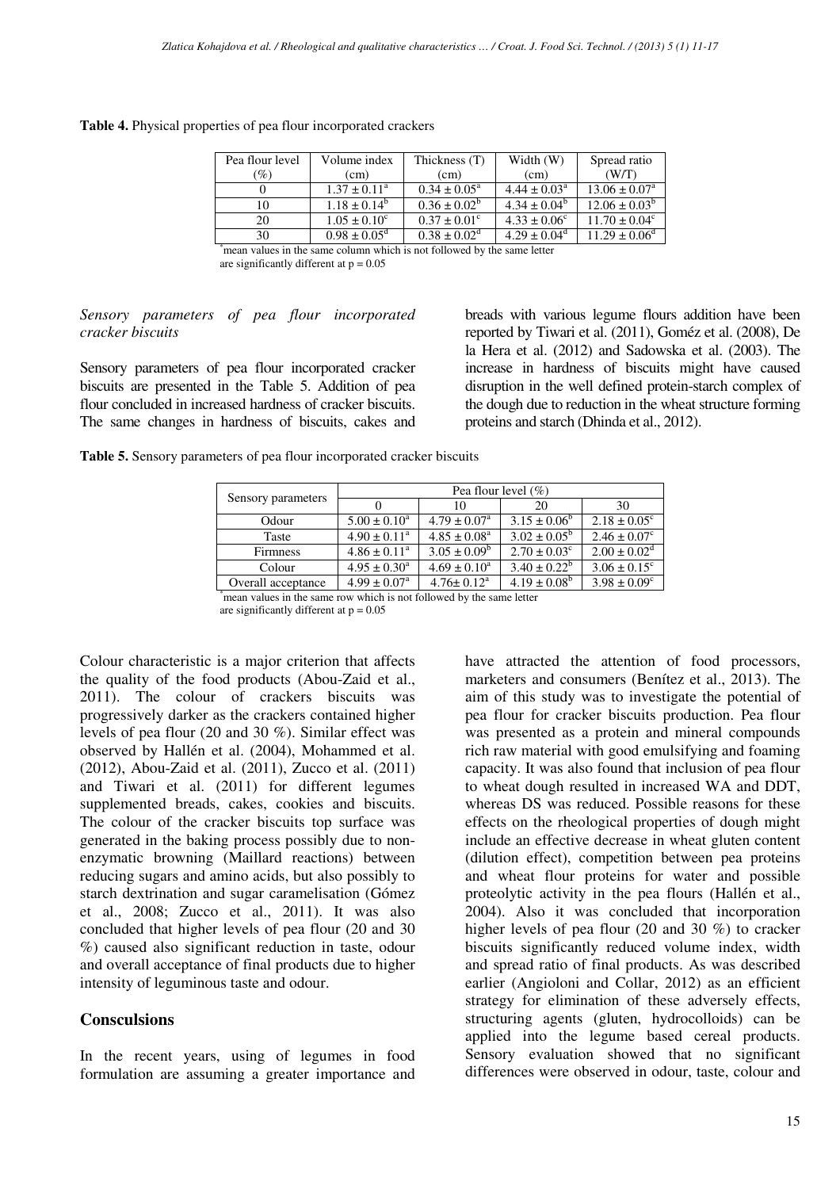**Table 4.** Physical properties of pea flour incorporated crackers

| Pea flour level (%) | Volume index (cm) | Thickness (T) (cm) | Width (W) (cm) | Spread ratio (W/T) |
|---|---|---|---|---|
| 0 | $1.37 \pm 0.11^a$ | $0.34 \pm 0.05^a$ | $4.44 \pm 0.03^a$ | $13.06 \pm 0.07^a$ |
| 10 | $1.18 \pm 0.14^b$ | $0.36 \pm 0.02^b$ | $4.34 \pm 0.04^b$ | $12.06 \pm 0.03^b$ |
| 20 | $1.05 \pm 0.10^c$ | $0.37 \pm 0.01^c$ | $4.33 \pm 0.06^c$ | $11.70 \pm 0.04^c$ |
| 30 | $0.98 \pm 0.05^d$ | $0.38 \pm 0.02^d$ | $4.29 \pm 0.04^d$ | $11.29 \pm 0.06^d$ |

[*]mean values in the same column which is not followed by the same letter are significantly different at $p = 0.05$

*Sensory parameters of pea flour incorporated cracker biscuits*

Sensory parameters of pea flour incorporated cracker biscuits are presented in the Table 5. Addition of pea flour concluded in increased hardness of cracker biscuits. The same changes in hardness of biscuits, cakes and breads with various legume flours addition have been reported by Tiwari et al. (2011), Goméz et al. (2008), De la Hera et al. (2012) and Sadowska et al. (2003). The increase in hardness of biscuits might have caused disruption in the well defined protein-starch complex of the dough due to reduction in the wheat structure forming proteins and starch (Dhinda et al., 2012).

**Table 5.** Sensory parameters of pea flour incorporated cracker biscuits

| Sensory parameters | Pea flour level (%) | | | |
|---|---|---|---|---|
| | 0 | 10 | 20 | 30 |
| Odour | $5.00 \pm 0.10^a$ | $4.79 \pm 0.07^a$ | $3.15 \pm 0.06^b$ | $2.18 \pm 0.05^c$ |
| Taste | $4.90 \pm 0.11^a$ | $4.85 \pm 0.08^a$ | $3.02 \pm 0.05^b$ | $2.46 \pm 0.07^c$ |
| Firmness | $4.86 \pm 0.11^a$ | $3.05 \pm 0.09^b$ | $2.70 \pm 0.03^c$ | $2.00 \pm 0.02^d$ |
| Colour | $4.95 \pm 0.30^a$ | $4.69 \pm 0.10^a$ | $3.40 \pm 0.22^b$ | $3.06 \pm 0.15^c$ |
| Overall acceptance | $4.99 \pm 0.07^a$ | $4.76 \pm 0.12^a$ | $4.19 \pm 0.08^b$ | $3.98 \pm 0.09^c$ |

[*]mean values in the same row which is not followed by the same letter are significantly different at $p = 0.05$

Colour characteristic is a major criterion that affects the quality of the food products (Abou-Zaid et al., 2011). The colour of crackers biscuits was progressively darker as the crackers contained higher levels of pea flour (20 and 30 %). Similar effect was observed by Hallén et al. (2004), Mohammed et al. (2012), Abou-Zaid et al. (2011), Zucco et al. (2011) and Tiwari et al. (2011) for different legumes supplemented breads, cakes, cookies and biscuits. The colour of the cracker biscuits top surface was generated in the baking process possibly due to non-enzymatic browning (Maillard reactions) between reducing sugars and amino acids, but also possibly to starch dextrination and sugar caramelisation (Gómez et al., 2008; Zucco et al., 2011). It was also concluded that higher levels of pea flour (20 and 30 %) caused also significant reduction in taste, odour and overall acceptance of final products due to higher intensity of leguminous taste and odour.

## Consculsions

In the recent years, using of legumes in food formulation are assuming a greater importance and have attracted the attention of food processors, marketers and consumers (Benítez et al., 2013). The aim of this study was to investigate the potential of pea flour for cracker biscuits production. Pea flour was presented as a protein and mineral compounds rich raw material with good emulsifying and foaming capacity. It was also found that inclusion of pea flour to wheat dough resulted in increased WA and DDT, whereas DS was reduced. Possible reasons for these effects on the rheological properties of dough might include an effective decrease in wheat gluten content (dilution effect), competition between pea proteins and wheat flour proteins for water and possible proteolytic activity in the pea flours (Hallén et al., 2004). Also it was concluded that incorporation higher levels of pea flour (20 and 30 %) to cracker biscuits significantly reduced volume index, width and spread ratio of final products. As was described earlier (Angioloni and Collar, 2012) as an efficient strategy for elimination of these adversely effects, structuring agents (gluten, hydrocolloids) can be applied into the legume based cereal products. Sensory evaluation showed that no significant differences were observed in odour, taste, colour and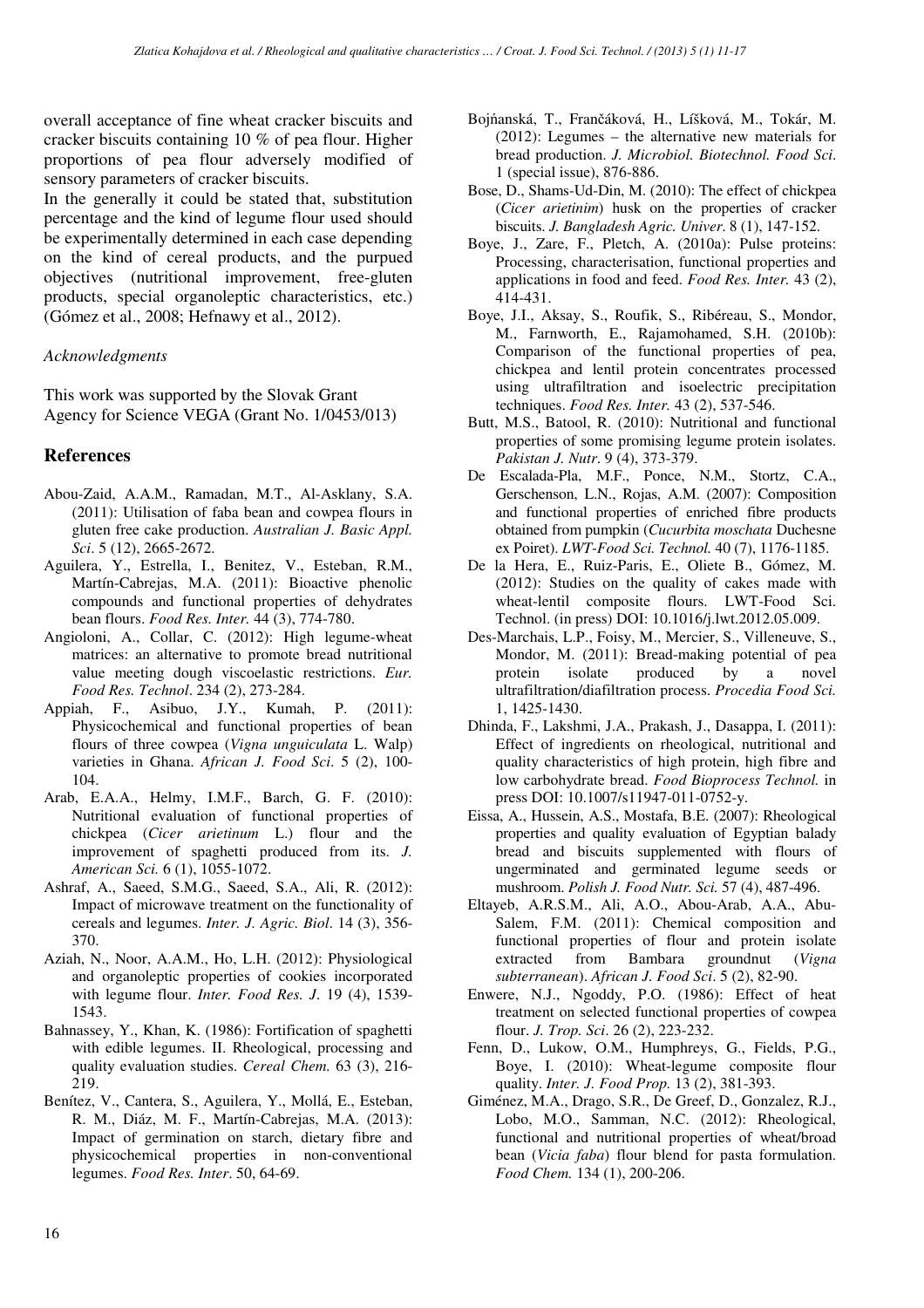overall acceptance of fine wheat cracker biscuits and cracker biscuits containing 10 % of pea flour. Higher proportions of pea flour adversely modified of sensory parameters of cracker biscuits.

In the generally it could be stated that, substitution percentage and the kind of legume flour used should be experimentally determined in each case depending on the kind of cereal products, and the purpued objectives (nutritional improvement, free-gluten products, special organoleptic characteristics, etc.) (Gómez et al., 2008; Hefnawy et al., 2012).

*Acknowledgments*

This work was supported by the Slovak Grant Agency for Science VEGA (Grant No. 1/0453/013)

## References

Abou-Zaid, A.A.M., Ramadan, M.T., Al-Asklany, S.A. (2011): Utilisation of faba bean and cowpea flours in gluten free cake production. *Australian J. Basic Appl. Sci*. 5 (12), 2665-2672.

Aguilera, Y., Estrella, I., Benitez, V., Esteban, R.M., Martín-Cabrejas, M.A. (2011): Bioactive phenolic compounds and functional properties of dehydrates bean flours. *Food Res. Inter.* 44 (3), 774-780.

Angioloni, A., Collar, C. (2012): High legume-wheat matrices: an alternative to promote bread nutritional value meeting dough viscoelastic restrictions. *Eur. Food Res. Technol*. 234 (2), 273-284.

Appiah, F., Asibuo, J.Y., Kumah, P. (2011): Physicochemical and functional properties of bean flours of three cowpea (*Vigna unguiculata* L. Walp) varieties in Ghana. *African J. Food Sci*. 5 (2), 100-104.

Arab, E.A.A., Helmy, I.M.F., Barch, G. F. (2010): Nutritional evaluation of functional properties of chickpea (*Cicer arietinum* L.) flour and the improvement of spaghetti produced from its. *J. American Sci.* 6 (1), 1055-1072.

Ashraf, A., Saeed, S.M.G., Saeed, S.A., Ali, R. (2012): Impact of microwave treatment on the functionality of cereals and legumes. *Inter. J. Agric. Biol*. 14 (3), 356-370.

Aziah, N., Noor, A.A.M., Ho, L.H. (2012): Physiological and organoleptic properties of cookies incorporated with legume flour. *Inter. Food Res. J*. 19 (4), 1539-1543.

Bahnassey, Y., Khan, K. (1986): Fortification of spaghetti with edible legumes. II. Rheological, processing and quality evaluation studies. *Cereal Chem.* 63 (3), 216-219.

Benítez, V., Cantera, S., Aguilera, Y., Mollá, E., Esteban, R. M., Diáz, M. F., Martín-Cabrejas, M.A. (2013): Impact of germination on starch, dietary fibre and physicochemical properties in non-conventional legumes. *Food Res. Inter*. 50, 64-69.

Bojňanská, T., Frančáková, H., Líšková, M., Tokár, M. (2012): Legumes – the alternative new materials for bread production. *J. Microbiol. Biotechnol. Food Sci*. 1 (special issue), 876-886.

Bose, D., Shams-Ud-Din, M. (2010): The effect of chickpea (*Cicer arietinim*) husk on the properties of cracker biscuits. *J. Bangladesh Agric. Univer*. 8 (1), 147-152.

Boye, J., Zare, F., Pletch, A. (2010a): Pulse proteins: Processing, characterisation, functional properties and applications in food and feed. *Food Res. Inter.* 43 (2), 414-431.

Boye, J.I., Aksay, S., Roufik, S., Ribéreau, S., Mondor, M., Farnworth, E., Rajamohamed, S.H. (2010b): Comparison of the functional properties of pea, chickpea and lentil protein concentrates processed using ultrafiltration and isoelectric precipitation techniques. *Food Res. Inter.* 43 (2), 537-546.

Butt, M.S., Batool, R. (2010): Nutritional and functional properties of some promising legume protein isolates. *Pakistan J. Nutr*. 9 (4), 373-379.

De Escalada-Pla, M.F., Ponce, N.M., Stortz, C.A., Gerschenson, L.N., Rojas, A.M. (2007): Composition and functional properties of enriched fibre products obtained from pumpkin (*Cucurbita moschata* Duchesne ex Poiret). *LWT-Food Sci. Technol.* 40 (7), 1176-1185.

De la Hera, E., Ruiz-Paris, E., Oliete B., Gómez, M. (2012): Studies on the quality of cakes made with wheat-lentil composite flours. LWT-Food Sci. Technol. (in press) DOI: 10.1016/j.lwt.2012.05.009.

Des-Marchais, L.P., Foisy, M., Mercier, S., Villeneuve, S., Mondor, M. (2011): Bread-making potential of pea protein isolate produced by a novel ultrafiltration/diafiltration process. *Procedia Food Sci.* 1, 1425-1430.

Dhinda, F., Lakshmi, J.A., Prakash, J., Dasappa, I. (2011): Effect of ingredients on rheological, nutritional and quality characteristics of high protein, high fibre and low carbohydrate bread. *Food Bioprocess Technol.* in press DOI: 10.1007/s11947-011-0752-y.

Eissa, A., Hussein, A.S., Mostafa, B.E. (2007): Rheological properties and quality evaluation of Egyptian balady bread and biscuits supplemented with flours of ungerminated and germinated legume seeds or mushroom. *Polish J. Food Nutr. Sci.* 57 (4), 487-496.

Eltayeb, A.R.S.M., Ali, A.O., Abou-Arab, A.A., Abu-Salem, F.M. (2011): Chemical composition and functional properties of flour and protein isolate extracted from Bambara groundnut (*Vigna subterranean*). *African J. Food Sci*. 5 (2), 82-90.

Enwere, N.J., Ngoddy, P.O. (1986): Effect of heat treatment on selected functional properties of cowpea flour. *J. Trop. Sci*. 26 (2), 223-232.

Fenn, D., Lukow, O.M., Humphreys, G., Fields, P.G., Boye, I. (2010): Wheat-legume composite flour quality. *Inter. J. Food Prop.* 13 (2), 381-393.

Giménez, M.A., Drago, S.R., De Greef, D., Gonzalez, R.J., Lobo, M.O., Samman, N.C. (2012): Rheological, functional and nutritional properties of wheat/broad bean (*Vicia faba*) flour blend for pasta formulation. *Food Chem.* 134 (1), 200-206.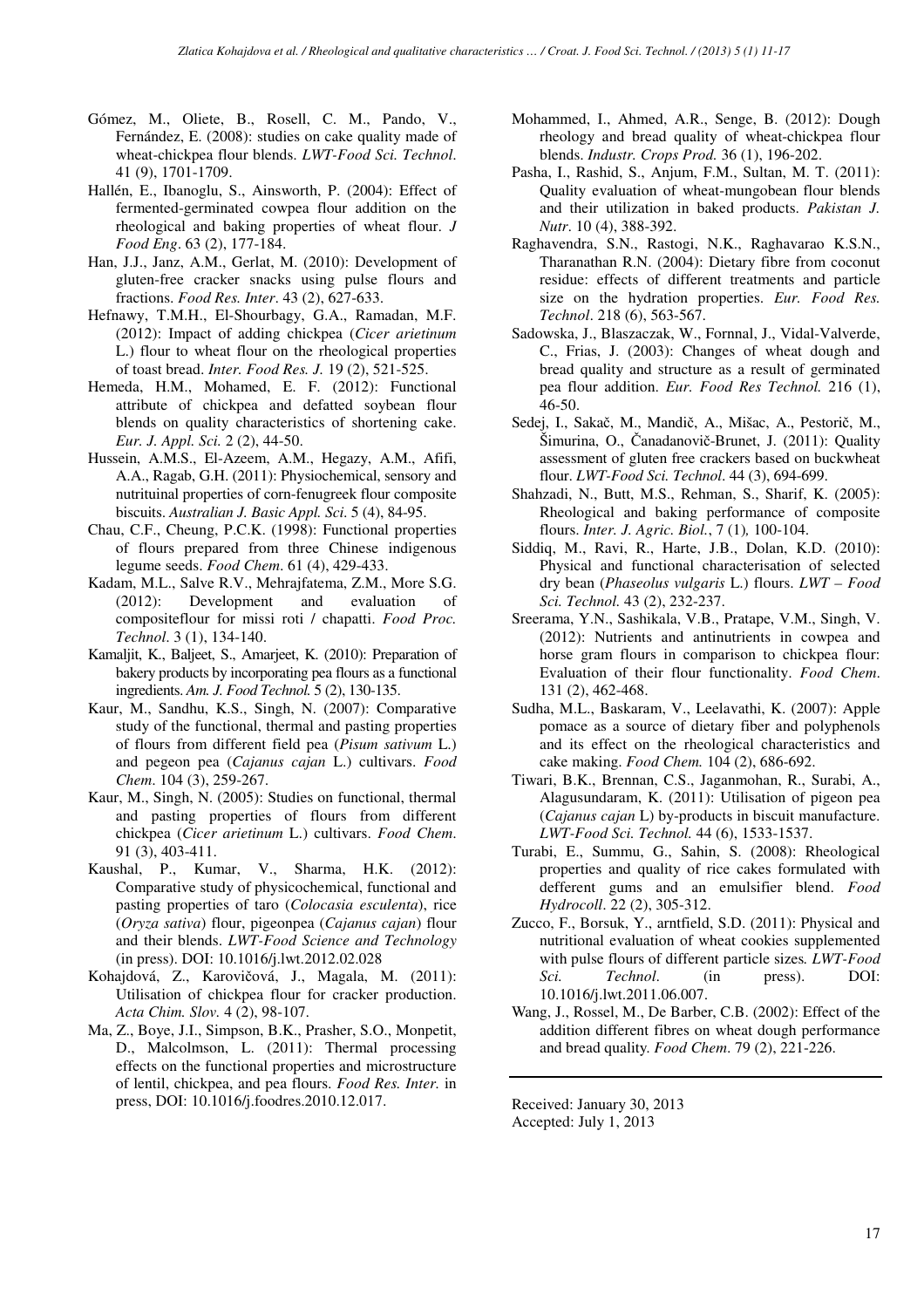Gómez, M., Oliete, B., Rosell, C. M., Pando, V., Fernández, E. (2008): studies on cake quality made of wheat-chickpea flour blends. *LWT-Food Sci. Technol*. 41 (9), 1701-1709.

Hallén, E., Ibanoglu, S., Ainsworth, P. (2004): Effect of fermented-germinated cowpea flour addition on the rheological and baking properties of wheat flour. *J Food Eng*. 63 (2), 177-184.

Han, J.J., Janz, A.M., Gerlat, M. (2010): Development of gluten-free cracker snacks using pulse flours and fractions. *Food Res. Inter*. 43 (2), 627-633.

Hefnawy, T.M.H., El-Shourbagy, G.A., Ramadan, M.F. (2012): Impact of adding chickpea (*Cicer arietinum* L.) flour to wheat flour on the rheological properties of toast bread. *Inter. Food Res. J.* 19 (2), 521-525.

Hemeda, H.M., Mohamed, E. F. (2012): Functional attribute of chickpea and defatted soybean flour blends on quality characteristics of shortening cake. *Eur. J. Appl. Sci.* 2 (2), 44-50.

Hussein, A.M.S., El-Azeem, A.M., Hegazy, A.M., Afifi, A.A., Ragab, G.H. (2011): Physiochemical, sensory and nutrituinal properties of corn-fenugreek flour composite biscuits. *Australian J. Basic Appl. Sci.* 5 (4), 84-95.

Chau, C.F., Cheung, P.C.K. (1998): Functional properties of flours prepared from three Chinese indigenous legume seeds. *Food Chem*. 61 (4), 429-433.

Kadam, M.L., Salve R.V., Mehrajfatema, Z.M., More S.G. (2012): Development and evaluation of compositeflour for missi roti / chapatti. *Food Proc. Technol*. 3 (1), 134-140.

Kamaljit, K., Baljeet, S., Amarjeet, K. (2010): Preparation of bakery products by incorporating pea flours as a functional ingredients. *Am. J. Food Technol.* 5 (2), 130-135.

Kaur, M., Sandhu, K.S., Singh, N. (2007): Comparative study of the functional, thermal and pasting properties of flours from different field pea (*Pisum sativum* L.) and pegeon pea (*Cajanus cajan* L.) cultivars. *Food Chem*. 104 (3), 259-267.

Kaur, M., Singh, N. (2005): Studies on functional, thermal and pasting properties of flours from different chickpea (*Cicer arietinum* L.) cultivars. *Food Chem*. 91 (3), 403-411.

Kaushal, P., Kumar, V., Sharma, H.K. (2012): Comparative study of physicochemical, functional and pasting properties of taro (*Colocasia esculenta*), rice (*Oryza sativa*) flour, pigeonpea (*Cajanus cajan*) flour and their blends. *LWT-Food Science and Technology* (in press). DOI: 10.1016/j.lwt.2012.02.028

Kohajdová, Z., Karovičová, J., Magala, M. (2011): Utilisation of chickpea flour for cracker production. *Acta Chim. Slov.* 4 (2), 98-107.

Ma, Z., Boye, J.I., Simpson, B.K., Prasher, S.O., Monpetit, D., Malcolmson, L. (2011): Thermal processing effects on the functional properties and microstructure of lentil, chickpea, and pea flours. *Food Res. Inter.* in press, DOI: 10.1016/j.foodres.2010.12.017.

Mohammed, I., Ahmed, A.R., Senge, B. (2012): Dough rheology and bread quality of wheat-chickpea flour blends. *Industr. Crops Prod.* 36 (1), 196-202.

Pasha, I., Rashid, S., Anjum, F.M., Sultan, M. T. (2011): Quality evaluation of wheat-mungobean flour blends and their utilization in baked products. *Pakistan J. Nutr*. 10 (4), 388-392.

Raghavendra, S.N., Rastogi, N.K., Raghavarao K.S.N., Tharanathan R.N. (2004): Dietary fibre from coconut residue: effects of different treatments and particle size on the hydration properties. *Eur. Food Res. Technol*. 218 (6), 563-567.

Sadowska, J., Blaszczak, W., Fornnal, J., Vidal-Valverde, C., Frias, J. (2003): Changes of wheat dough and bread quality and structure as a result of germinated pea flour addition. *Eur. Food Res Technol.* 216 (1), 46-50.

Sedej, I., Sakač, M., Mandič, A., Mišac, A., Pestorič, M., Šimurina, O., Čanadanovič-Brunet, J. (2011): Quality assessment of gluten free crackers based on buckwheat flour. *LWT-Food Sci. Technol*. 44 (3), 694-699.

Shahzadi, N., Butt, M.S., Rehman, S., Sharif, K. (2005): Rheological and baking performance of composite flours. *Inter. J. Agric. Biol.*, 7 (1), 100-104.

Siddiq, M., Ravi, R., Harte, J.B., Dolan, K.D. (2010): Physical and functional characterisation of selected dry bean (*Phaseolus vulgaris* L.) flours. *LWT – Food Sci. Technol.* 43 (2), 232-237.

Sreerama, Y.N., Sashikala, V.B., Pratape, V.M., Singh, V. (2012): Nutrients and antinutrients in cowpea and horse gram flours in comparison to chickpea flour: Evaluation of their flour functionality. *Food Chem*. 131 (2), 462-468.

Sudha, M.L., Baskaram, V., Leelavathi, K. (2007): Apple pomace as a source of dietary fiber and polyphenols and its effect on the rheological characteristics and cake making. *Food Chem.* 104 (2), 686-692.

Tiwari, B.K., Brennan, C.S., Jaganmohan, R., Surabi, A., Alagusundaram, K. (2011): Utilisation of pigeon pea (*Cajanus cajan* L) by-products in biscuit manufacture. *LWT-Food Sci. Technol.* 44 (6), 1533-1537.

Turabi, E., Summu, G., Sahin, S. (2008): Rheological properties and quality of rice cakes formulated with defferent gums and an emulsifier blend. *Food Hydrocoll*. 22 (2), 305-312.

Zucco, F., Borsuk, Y., arntfield, S.D. (2011): Physical and nutritional evaluation of wheat cookies supplemented with pulse flours of different particle sizes. *LWT-Food Sci. Technol*. (in press). DOI: 10.1016/j.lwt.2011.06.007.

Wang, J., Rossel, M., De Barber, C.B. (2002): Effect of the addition different fibres on wheat dough performance and bread quality. *Food Chem*. 79 (2), 221-226.

Received: January 30, 2013
Accepted: July 1, 2013